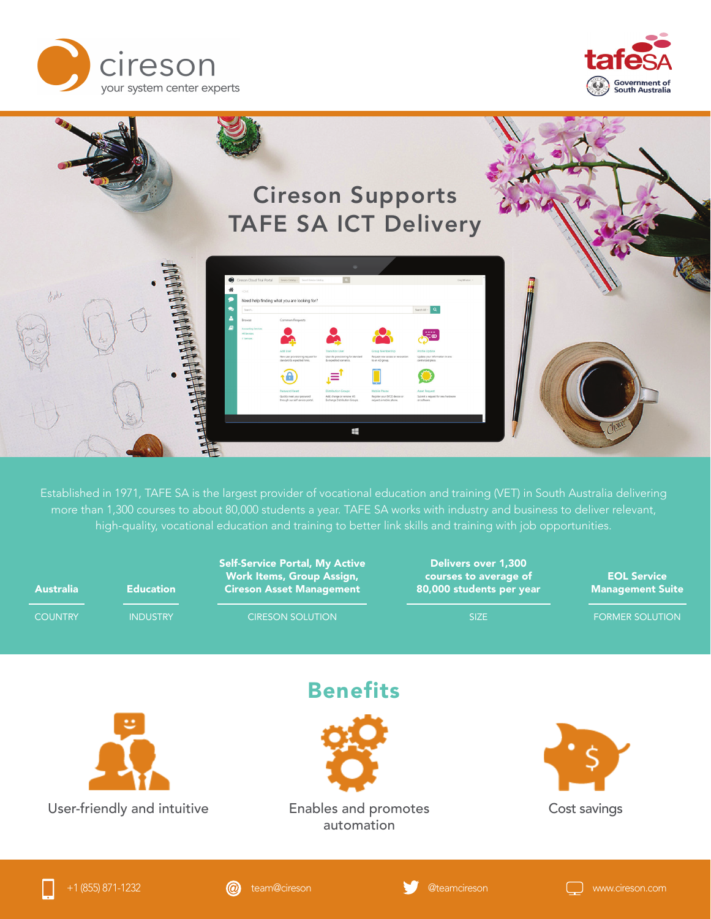cireson
your system center experts

tafeSA
Government of South Australia

# Cireson Supports TAFE SA ICT Delivery

Established in 1971, TAFE SA is the largest provider of vocational education and training (VET) in South Australia delivering more than 1,300 courses to about 80,000 students a year. TAFE SA works with industry and business to deliver relevant, high-quality, vocational education and training to better link skills and training with job opportunities.

| COUNTRY | INDUSTRY | CIRESON SOLUTION | SIZE | FORMER SOLUTION |
| --- | --- | --- | --- | --- |
| **Australia** | **Education** | **Self-Service Portal, My Active Work Items, Group Assign, Cireson Asset Management** | **Delivers over 1,300 courses to average of 80,000 students per year** | **EOL Service Management Suite** |

## Benefits

- User-friendly and intuitive
- Enables and promotes automation
- Cost savings

+1 (855) 871-1232 | team@cireson | @teamcireson | www.cireson.com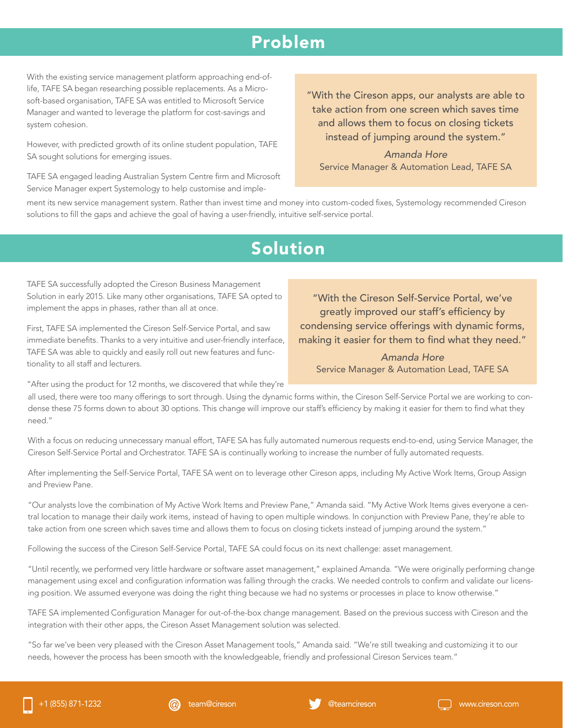## Problem

With the existing service management platform approaching end-of-life, TAFE SA began researching possible replacements. As a Microsoft-based organisation, TAFE SA was entitled to Microsoft Service Manager and wanted to leverage the platform for cost-savings and system cohesion.

However, with predicted growth of its online student population, TAFE SA sought solutions for emerging issues.

> "With the Cireson apps, our analysts are able to take action from one screen which saves time and allows them to focus on closing tickets instead of jumping around the system."
>
> *Amanda Hore*
> Service Manager & Automation Lead, TAFE SA

TAFE SA engaged leading Australian System Centre firm and Microsoft Service Manager expert Systemology to help customise and implement its new service management system. Rather than invest time and money into custom-coded fixes, Systemology recommended Cireson solutions to fill the gaps and achieve the goal of having a user-friendly, intuitive self-service portal.

## Solution

TAFE SA successfully adopted the Cireson Business Management Solution in early 2015. Like many other organisations, TAFE SA opted to implement the apps in phases, rather than all at once.

First, TAFE SA implemented the Cireson Self-Service Portal, and saw immediate benefits. Thanks to a very intuitive and user-friendly interface, TAFE SA was able to quickly and easily roll out new features and functionality to all staff and lecturers.

> "With the Cireson Self-Service Portal, we've greatly improved our staff's efficiency by condensing service offerings with dynamic forms, making it easier for them to find what they need."
>
> *Amanda Hore*
> Service Manager & Automation Lead, TAFE SA

"After using the product for 12 months, we discovered that while they're all used, there were too many offerings to sort through. Using the dynamic forms within, the Cireson Self-Service Portal we are working to condense these 75 forms down to about 30 options. This change will improve our staff's efficiency by making it easier for them to find what they need."

With a focus on reducing unnecessary manual effort, TAFE SA has fully automated numerous requests end-to-end, using Service Manager, the Cireson Self-Service Portal and Orchestrator. TAFE SA is continually working to increase the number of fully automated requests.

After implementing the Self-Service Portal, TAFE SA went on to leverage other Cireson apps, including My Active Work Items, Group Assign and Preview Pane.

"Our analysts love the combination of My Active Work Items and Preview Pane," Amanda said. "My Active Work Items gives everyone a central location to manage their daily work items, instead of having to open multiple windows. In conjunction with Preview Pane, they're able to take action from one screen which saves time and allows them to focus on closing tickets instead of jumping around the system."

Following the success of the Cireson Self-Service Portal, TAFE SA could focus on its next challenge: asset management.

"Until recently, we performed very little hardware or software asset management," explained Amanda. "We were originally performing change management using excel and configuration information was falling through the cracks. We needed controls to confirm and validate our licensing position. We assumed everyone was doing the right thing because we had no systems or processes in place to know otherwise."

TAFE SA implemented Configuration Manager for out-of-the-box change management. Based on the previous success with Cireson and the integration with their other apps, the Cireson Asset Management solution was selected.

"So far we've been very pleased with the Cireson Asset Management tools," Amanda said. "We're still tweaking and customizing it to our needs, however the process has been smooth with the knowledgeable, friendly and professional Cireson Services team."

+1 (855) 871-1232 team@cireson @teamcireson www.cireson.com